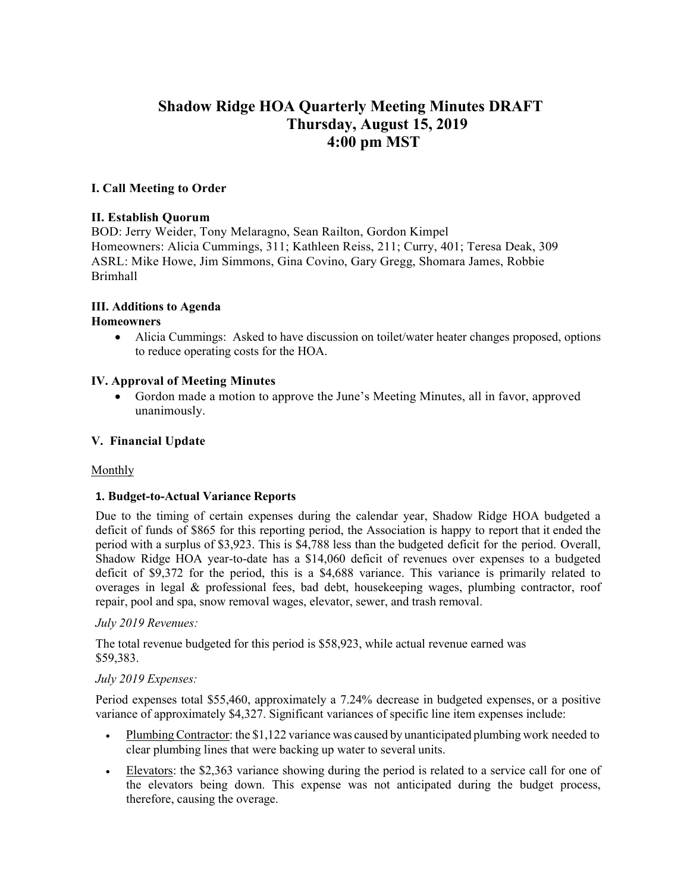# Shadow Ridge HOA Quarterly Meeting Minutes DRAFT
## Thursday, August 15, 2019
## 4:00 pm MST

### I. Call Meeting to Order

### II. Establish Quorum

BOD: Jerry Weider, Tony Melaragno, Sean Railton, Gordon Kimpel
Homeowners: Alicia Cummings, 311; Kathleen Reiss, 211; Curry, 401; Teresa Deak, 309
ASRL: Mike Howe, Jim Simmons, Gina Covino, Gary Gregg, Shomara James, Robbie Brimhall

### III. Additions to Agenda

**Homeowners**

- Alicia Cummings: Asked to have discussion on toilet/water heater changes proposed, options to reduce operating costs for the HOA.

### IV. Approval of Meeting Minutes

- Gordon made a motion to approve the June's Meeting Minutes, all in favor, approved unanimously.

### V. Financial Update

Monthly

**1. Budget-to-Actual Variance Reports**

Due to the timing of certain expenses during the calendar year, Shadow Ridge HOA budgeted a deficit of funds of $865 for this reporting period, the Association is happy to report that it ended the period with a surplus of $3,923. This is $4,788 less than the budgeted deficit for the period. Overall, Shadow Ridge HOA year-to-date has a $14,060 deficit of revenues over expenses to a budgeted deficit of $9,372 for the period, this is a $4,688 variance. This variance is primarily related to overages in legal & professional fees, bad debt, housekeeping wages, plumbing contractor, roof repair, pool and spa, snow removal wages, elevator, sewer, and trash removal.

*July 2019 Revenues:*

The total revenue budgeted for this period is $58,923, while actual revenue earned was $59,383.

*July 2019 Expenses:*

Period expenses total $55,460, approximately a 7.24% decrease in budgeted expenses, or a positive variance of approximately $4,327. Significant variances of specific line item expenses include:

- Plumbing Contractor: the $1,122 variance was caused by unanticipated plumbing work needed to clear plumbing lines that were backing up water to several units.
- Elevators: the $2,363 variance showing during the period is related to a service call for one of the elevators being down. This expense was not anticipated during the budget process, therefore, causing the overage.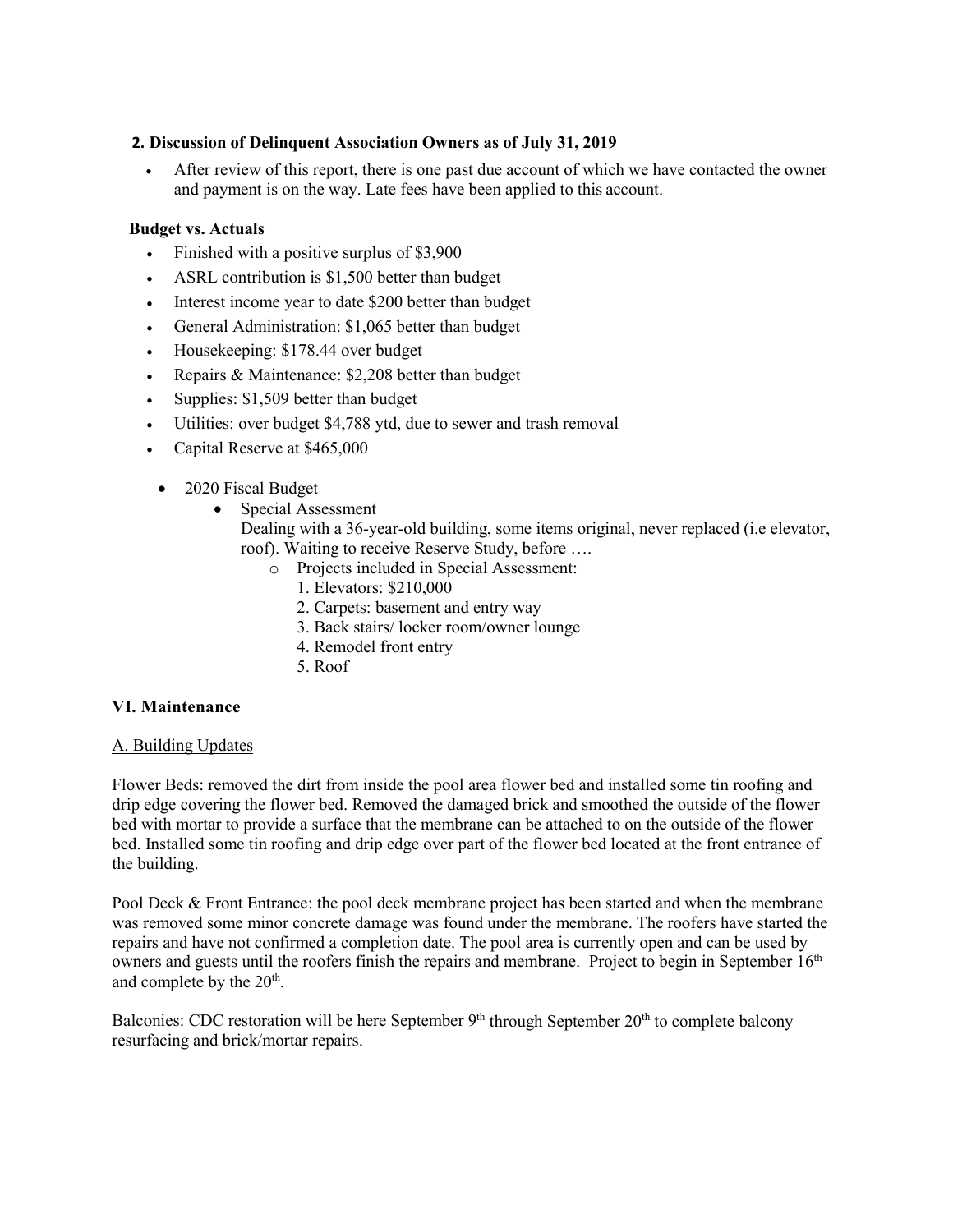**2. Discussion of Delinquent Association Owners as of July 31, 2019**

- After review of this report, there is one past due account of which we have contacted the owner and payment is on the way. Late fees have been applied to this account.

**Budget vs. Actuals**

- Finished with a positive surplus of $3,900
- ASRL contribution is $1,500 better than budget
- Interest income year to date $200 better than budget
- General Administration: $1,065 better than budget
- Housekeeping: $178.44 over budget
- Repairs & Maintenance: $2,208 better than budget
- Supplies: $1,509 better than budget
- Utilities: over budget $4,788 ytd, due to sewer and trash removal
- Capital Reserve at $465,000

- 2020 Fiscal Budget
  - Special Assessment
    Dealing with a 36-year-old building, some items original, never replaced (i.e elevator, roof). Waiting to receive Reserve Study, before ….
    - Projects included in Special Assessment:
      1. Elevators: $210,000
      2. Carpets: basement and entry way
      3. Back stairs/ locker room/owner lounge
      4. Remodel front entry
      5. Roof

### VI. Maintenance

A. Building Updates

Flower Beds: removed the dirt from inside the pool area flower bed and installed some tin roofing and drip edge covering the flower bed. Removed the damaged brick and smoothed the outside of the flower bed with mortar to provide a surface that the membrane can be attached to on the outside of the flower bed. Installed some tin roofing and drip edge over part of the flower bed located at the front entrance of the building.

Pool Deck & Front Entrance: the pool deck membrane project has been started and when the membrane was removed some minor concrete damage was found under the membrane. The roofers have started the repairs and have not confirmed a completion date. The pool area is currently open and can be used by owners and guests until the roofers finish the repairs and membrane. Project to begin in September 16th and complete by the 20th.

Balconies: CDC restoration will be here September 9th through September 20th to complete balcony resurfacing and brick/mortar repairs.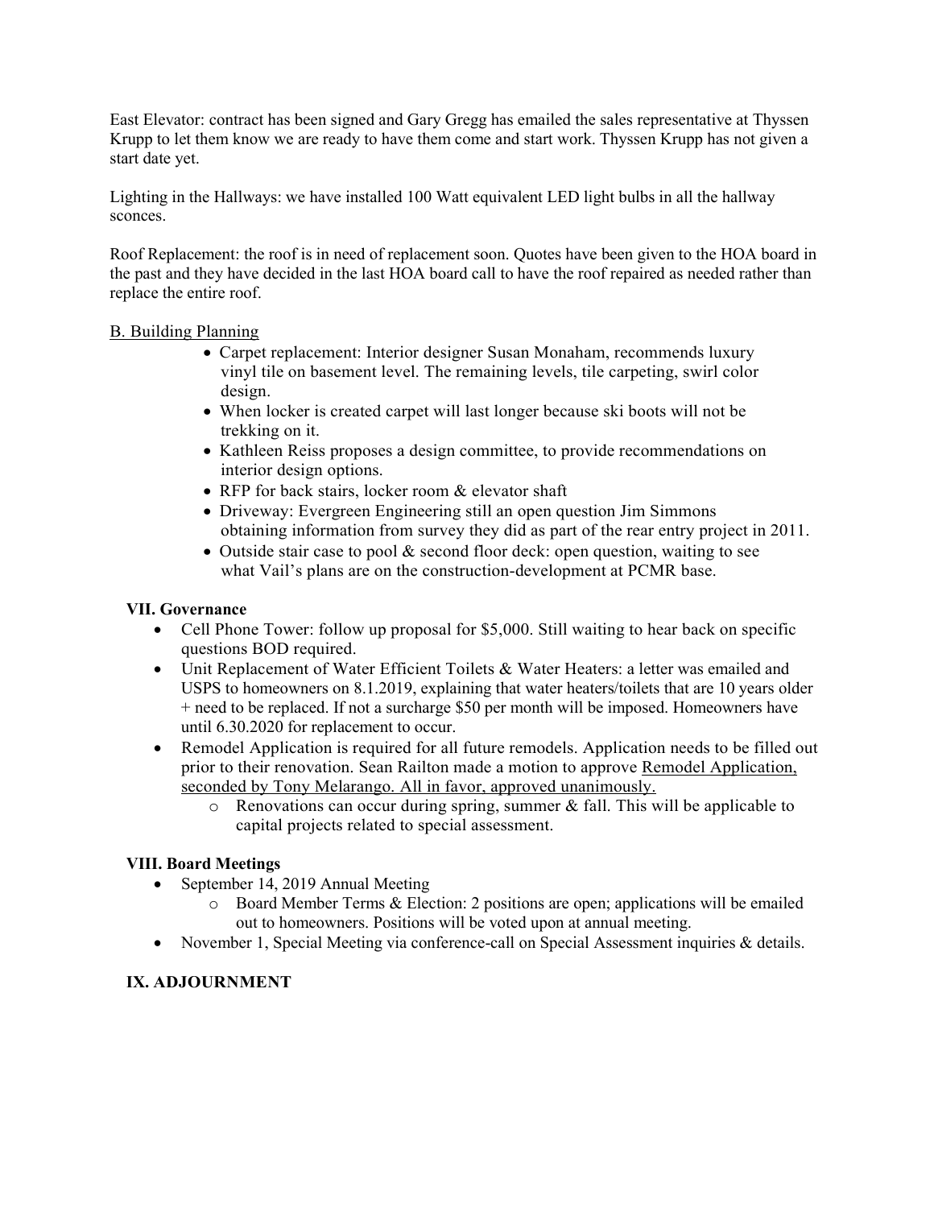East Elevator: contract has been signed and Gary Gregg has emailed the sales representative at Thyssen Krupp to let them know we are ready to have them come and start work. Thyssen Krupp has not given a start date yet.

Lighting in the Hallways: we have installed 100 Watt equivalent LED light bulbs in all the hallway sconces.

Roof Replacement: the roof is in need of replacement soon. Quotes have been given to the HOA board in the past and they have decided in the last HOA board call to have the roof repaired as needed rather than replace the entire roof.

<u>B. Building Planning</u>

- Carpet replacement: Interior designer Susan Monaham, recommends luxury vinyl tile on basement level. The remaining levels, tile carpeting, swirl color design.
- When locker is created carpet will last longer because ski boots will not be trekking on it.
- Kathleen Reiss proposes a design committee, to provide recommendations on interior design options.
- RFP for back stairs, locker room & elevator shaft
- Driveway: Evergreen Engineering still an open question Jim Simmons obtaining information from survey they did as part of the rear entry project in 2011.
- Outside stair case to pool & second floor deck: open question, waiting to see what Vail's plans are on the construction-development at PCMR base.

**VII. Governance**

- Cell Phone Tower: follow up proposal for $5,000. Still waiting to hear back on specific questions BOD required.
- Unit Replacement of Water Efficient Toilets & Water Heaters: a letter was emailed and USPS to homeowners on 8.1.2019, explaining that water heaters/toilets that are 10 years older + need to be replaced. If not a surcharge $50 per month will be imposed. Homeowners have until 6.30.2020 for replacement to occur.
- Remodel Application is required for all future remodels. Application needs to be filled out prior to their renovation. Sean Railton made a motion to approve <u>Remodel Application, seconded by Tony Melarango. All in favor, approved unanimously.</u>
  - Renovations can occur during spring, summer & fall. This will be applicable to capital projects related to special assessment.

**VIII. Board Meetings**

- September 14, 2019 Annual Meeting
  - Board Member Terms & Election: 2 positions are open; applications will be emailed out to homeowners. Positions will be voted upon at annual meeting.
- November 1, Special Meeting via conference-call on Special Assessment inquiries & details.

**IX. ADJOURNMENT**